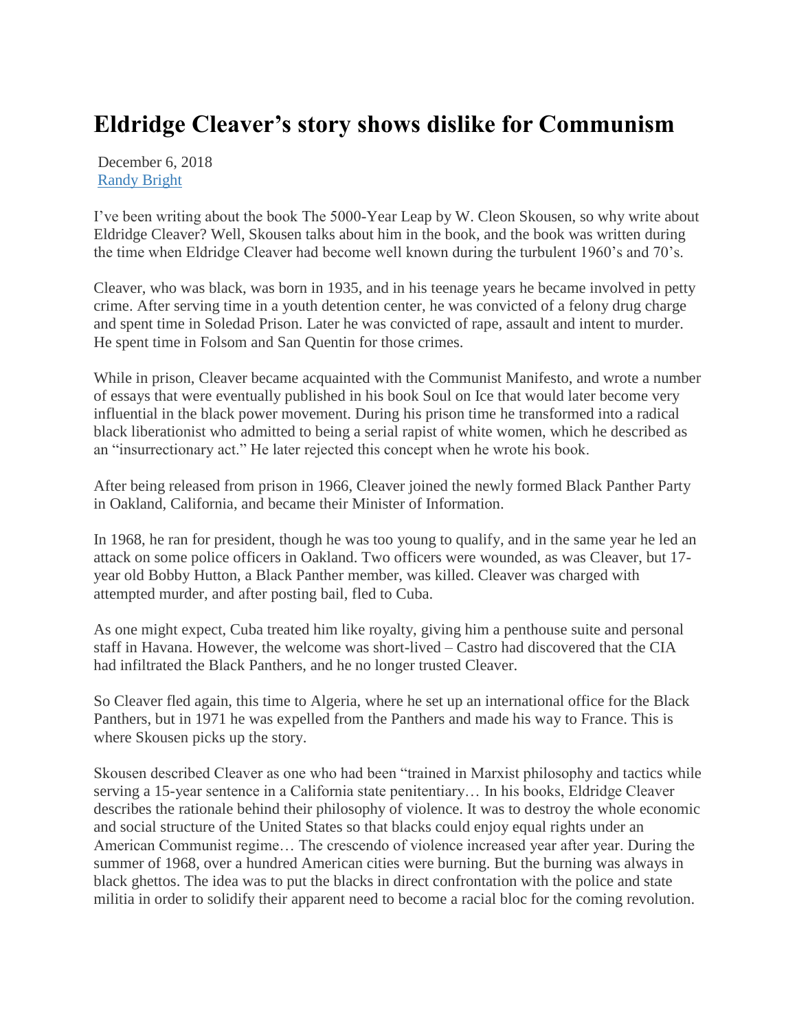# Eldridge Cleaver's story shows dislike for Communism

December 6, 2018
[Randy Bright]

I've been writing about the book The 5000-Year Leap by W. Cleon Skousen, so why write about Eldridge Cleaver? Well, Skousen talks about him in the book, and the book was written during the time when Eldridge Cleaver had become well known during the turbulent 1960's and 70's.

Cleaver, who was black, was born in 1935, and in his teenage years he became involved in petty crime. After serving time in a youth detention center, he was convicted of a felony drug charge and spent time in Soledad Prison. Later he was convicted of rape, assault and intent to murder. He spent time in Folsom and San Quentin for those crimes.

While in prison, Cleaver became acquainted with the Communist Manifesto, and wrote a number of essays that were eventually published in his book Soul on Ice that would later become very influential in the black power movement. During his prison time he transformed into a radical black liberationist who admitted to being a serial rapist of white women, which he described as an "insurrectionary act." He later rejected this concept when he wrote his book.

After being released from prison in 1966, Cleaver joined the newly formed Black Panther Party in Oakland, California, and became their Minister of Information.

In 1968, he ran for president, though he was too young to qualify, and in the same year he led an attack on some police officers in Oakland. Two officers were wounded, as was Cleaver, but 17-year old Bobby Hutton, a Black Panther member, was killed. Cleaver was charged with attempted murder, and after posting bail, fled to Cuba.

As one might expect, Cuba treated him like royalty, giving him a penthouse suite and personal staff in Havana. However, the welcome was short-lived – Castro had discovered that the CIA had infiltrated the Black Panthers, and he no longer trusted Cleaver.

So Cleaver fled again, this time to Algeria, where he set up an international office for the Black Panthers, but in 1971 he was expelled from the Panthers and made his way to France. This is where Skousen picks up the story.

Skousen described Cleaver as one who had been "trained in Marxist philosophy and tactics while serving a 15-year sentence in a California state penitentiary… In his books, Eldridge Cleaver describes the rationale behind their philosophy of violence. It was to destroy the whole economic and social structure of the United States so that blacks could enjoy equal rights under an American Communist regime… The crescendo of violence increased year after year. During the summer of 1968, over a hundred American cities were burning. But the burning was always in black ghettos. The idea was to put the blacks in direct confrontation with the police and state militia in order to solidify their apparent need to become a racial bloc for the coming revolution.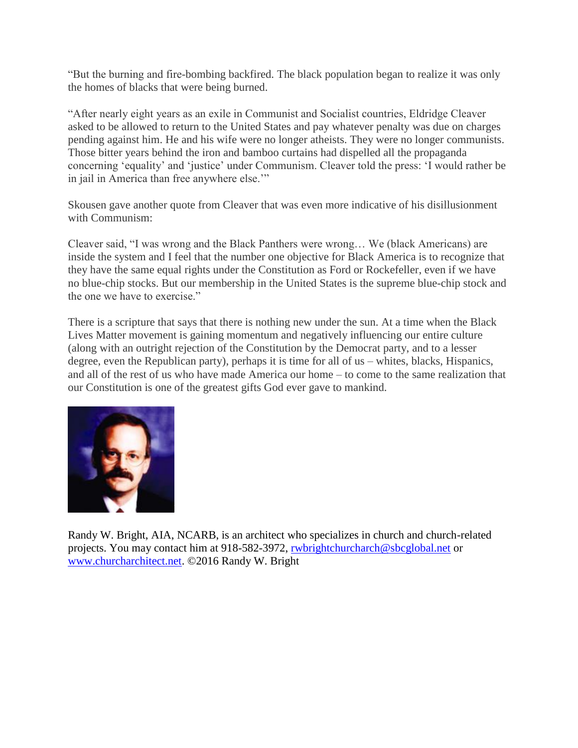"But the burning and fire-bombing backfired. The black population began to realize it was only the homes of blacks that were being burned.

"After nearly eight years as an exile in Communist and Socialist countries, Eldridge Cleaver asked to be allowed to return to the United States and pay whatever penalty was due on charges pending against him. He and his wife were no longer atheists. They were no longer communists. Those bitter years behind the iron and bamboo curtains had dispelled all the propaganda concerning 'equality' and 'justice' under Communism. Cleaver told the press: 'I would rather be in jail in America than free anywhere else.'"

Skousen gave another quote from Cleaver that was even more indicative of his disillusionment with Communism:

Cleaver said, "I was wrong and the Black Panthers were wrong… We (black Americans) are inside the system and I feel that the number one objective for Black America is to recognize that they have the same equal rights under the Constitution as Ford or Rockefeller, even if we have no blue-chip stocks. But our membership in the United States is the supreme blue-chip stock and the one we have to exercise."

There is a scripture that says that there is nothing new under the sun. At a time when the Black Lives Matter movement is gaining momentum and negatively influencing our entire culture (along with an outright rejection of the Constitution by the Democrat party, and to a lesser degree, even the Republican party), perhaps it is time for all of us – whites, blacks, Hispanics, and all of the rest of us who have made America our home – to come to the same realization that our Constitution is one of the greatest gifts God ever gave to mankind.

Randy W. Bright, AIA, NCARB, is an architect who specializes in church and church-related projects. You may contact him at 918-582-3972, rwbrightchurcharch@sbcglobal.net or www.churcharchitect.net. ©2016 Randy W. Bright